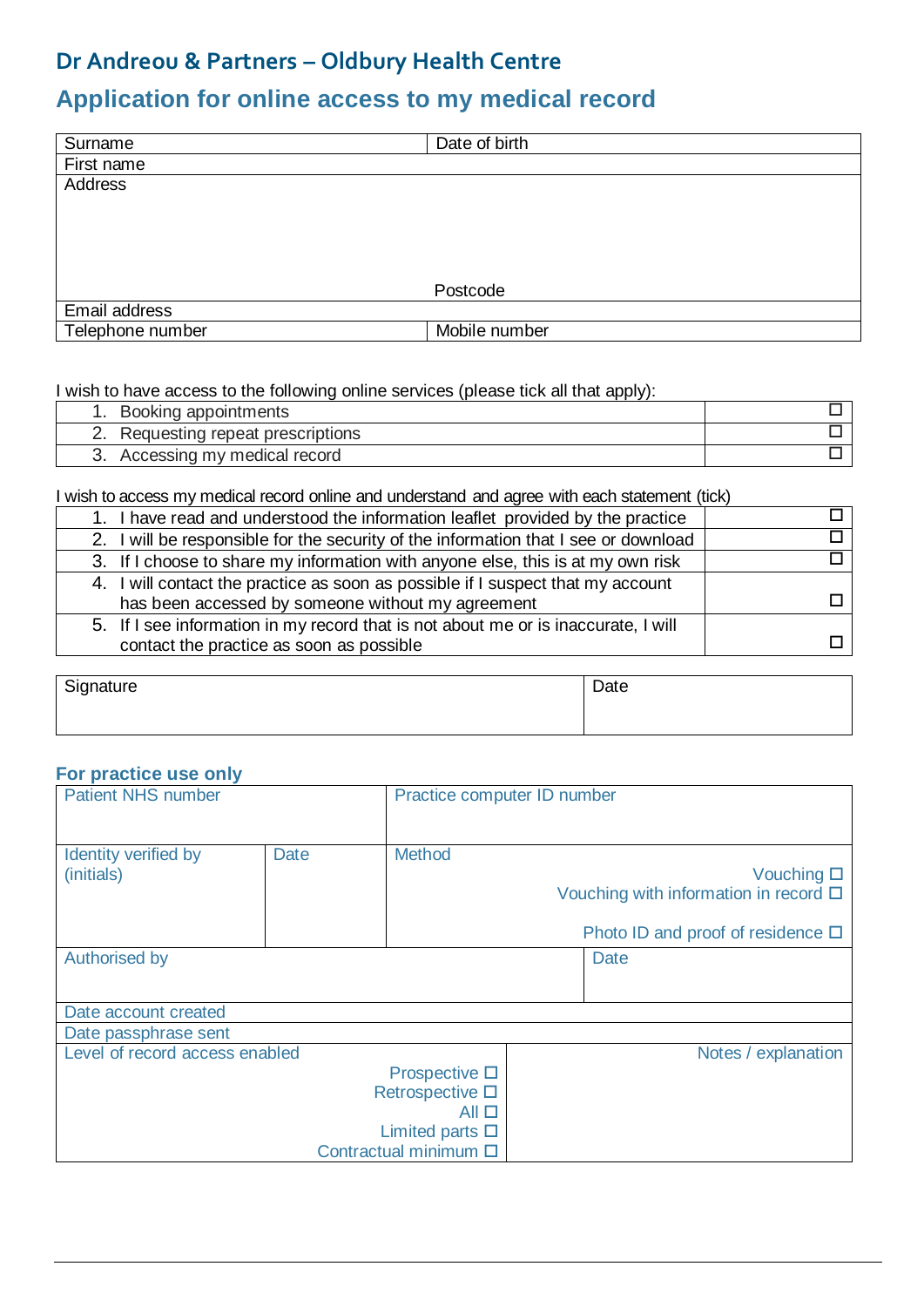## Dr Andreou & Partners – Oldbury Health Centre

# Application for online access to my medical record

| Surname | Date of birth |
|---|---|
| First name | |
| Address<br><br><br><br>Postcode | |
| Email address | |
| Telephone number | Mobile number |

I wish to have access to the following online services (please tick all that apply):

| | |
|---|---|
| 1. Booking appointments | ☐ |
| 2. Requesting repeat prescriptions | ☐ |
| 3. Accessing my medical record | ☐ |

I wish to access my medical record online and understand and agree with each statement (tick)

| | |
|---|---|
| 1. I have read and understood the information leaflet provided by the practice | ☐ |
| 2. I will be responsible for the security of the information that I see or download | ☐ |
| 3. If I choose to share my information with anyone else, this is at my own risk | ☐ |
| 4. I will contact the practice as soon as possible if I suspect that my account has been accessed by someone without my agreement | ☐ |
| 5. If I see information in my record that is not about me or is inaccurate, I will contact the practice as soon as possible | ☐ |

| Signature | Date |
|---|---|
| | |

### For practice use only

| Patient NHS number | | Practice computer ID number |
|---|---|---|
| Identity verified by (initials) | Date | Method<br>Vouching ☐<br>Vouching with information in record ☐<br>Photo ID and proof of residence ☐ |
| Authorised by | | Date |
| Date account created | | |
| Date passphrase sent | | |
| Level of record access enabled<br>Prospective ☐<br>Retrospective ☐<br>All ☐<br>Limited parts ☐<br>Contractual minimum ☐ | | Notes / explanation |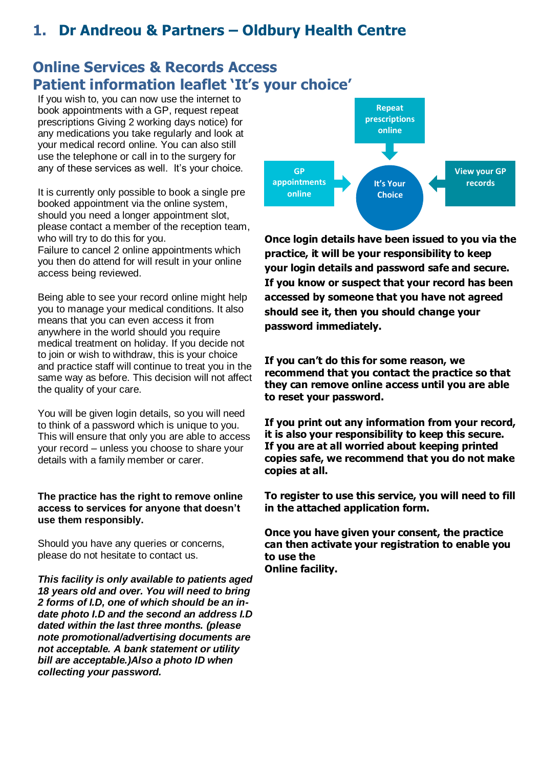# 1. Dr Andreou & Partners – Oldbury Health Centre

## Online Services & Records Access
## Patient information leaflet 'It's your choice'

If you wish to, you can now use the internet to book appointments with a GP, request repeat prescriptions Giving 2 working days notice) for any medications you take regularly and look at your medical record online. You can also still use the telephone or call in to the surgery for any of these services as well. It's your choice.

It is currently only possible to book a single pre booked appointment via the online system, should you need a longer appointment slot, please contact a member of the reception team, who will try to do this for you.
Failure to cancel 2 online appointments which you then do attend for will result in your online access being reviewed.

Being able to see your record online might help you to manage your medical conditions. It also means that you can even access it from anywhere in the world should you require medical treatment on holiday. If you decide not to join or wish to withdraw, this is your choice and practice staff will continue to treat you in the same way as before. This decision will not affect the quality of your care.

You will be given login details, so you will need to think of a password which is unique to you. This will ensure that only you are able to access your record – unless you choose to share your details with a family member or carer.

**The practice has the right to remove online access to services for anyone that doesn't use them responsibly.**

Should you have any queries or concerns, please do not hesitate to contact us.

***This facility is only available to patients aged 18 years old and over. You will need to bring 2 forms of I.D, one of which should be an in-date photo I.D and the second an address I.D dated within the last three months. (please note promotional/advertising documents are not acceptable. A bank statement or utility bill are acceptable.)Also a photo ID when collecting your password.***

Repeat prescriptions online

GP appointments online

It's Your Choice

View your GP records

**Once login details have been issued to you via the practice, it will be your responsibility to keep your login details and password safe and secure. If you know or suspect that your record has been accessed by someone that you have not agreed should see it, then you should change your password immediately.**

**If you can't do this for some reason, we recommend that you contact the practice so that they can remove online access until you are able to reset your password.**

**If you print out any information from your record, it is also your responsibility to keep this secure. If you are at all worried about keeping printed copies safe, we recommend that you do not make copies at all.**

**To register to use this service, you will need to fill in the attached application form.**

**Once you have given your consent, the practice can then activate your registration to enable you to use the Online facility.**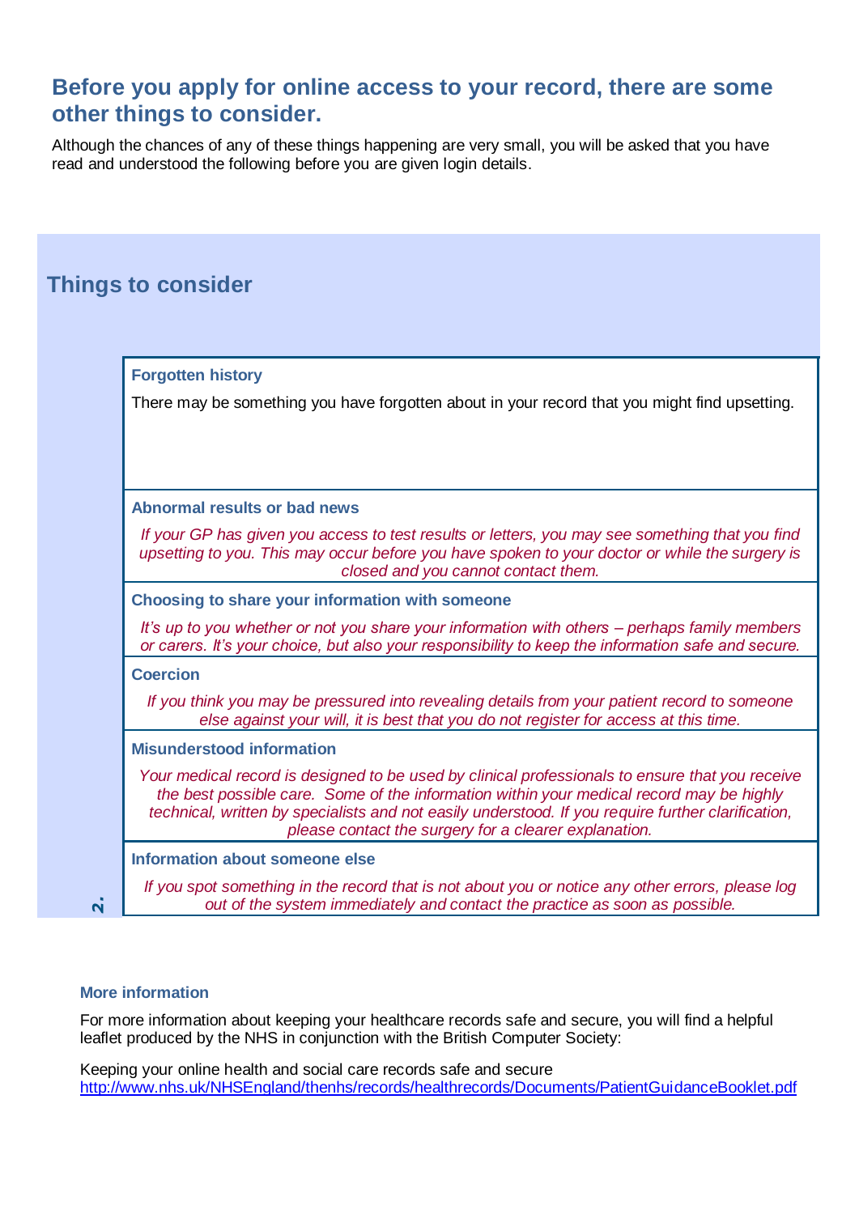## Before you apply for online access to your record, there are some other things to consider.

Although the chances of any of these things happening are very small, you will be asked that you have read and understood the following before you are given login details.

## Things to consider

**Forgotten history**

There may be something you have forgotten about in your record that you might find upsetting.

**Abnormal results or bad news**

*If your GP has given you access to test results or letters, you may see something that you find upsetting to you. This may occur before you have spoken to your doctor or while the surgery is closed and you cannot contact them.*

**Choosing to share your information with someone**

*It's up to you whether or not you share your information with others – perhaps family members or carers. It's your choice, but also your responsibility to keep the information safe and secure.*

**Coercion**

*If you think you may be pressured into revealing details from your patient record to someone else against your will, it is best that you do not register for access at this time.*

**Misunderstood information**

*Your medical record is designed to be used by clinical professionals to ensure that you receive the best possible care. Some of the information within your medical record may be highly technical, written by specialists and not easily understood. If you require further clarification, please contact the surgery for a clearer explanation.*

**Information about someone else**

*If you spot something in the record that is not about you or notice any other errors, please log out of the system immediately and contact the practice as soon as possible.*

**More information**

For more information about keeping your healthcare records safe and secure, you will find a helpful leaflet produced by the NHS in conjunction with the British Computer Society:

Keeping your online health and social care records safe and secure
http://www.nhs.uk/NHSEngland/thenhs/records/healthrecords/Documents/PatientGuidanceBooklet.pdf